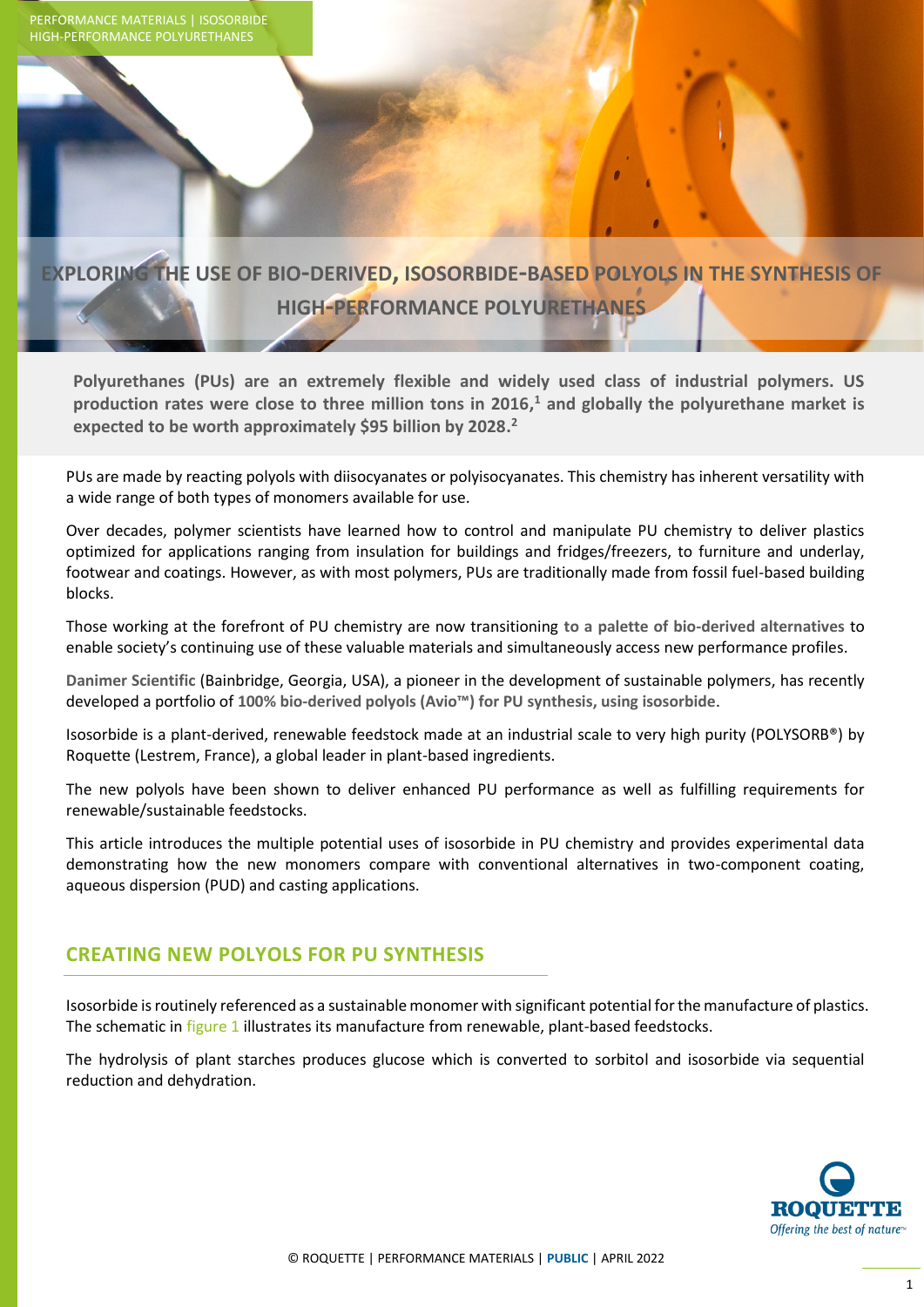# EXPLORING THE USE OF BIO-DERIVED, ISOSORBIDE-BASED POLYOLS IN THE SYNTHESIS OF HIGH-PERFORMANCE POLYURETHANES

**Polyurethanes (PUs) are an extremely flexible and widely used class of industrial polymers. US production rates were close to three million tons in 2016,[1] and globally the polyurethane market is expected to be worth approximately $95 billion by 2028.[2]**

PUs are made by reacting polyols with diisocyanates or polyisocyanates. This chemistry has inherent versatility with a wide range of both types of monomers available for use.

Over decades, polymer scientists have learned how to control and manipulate PU chemistry to deliver plastics optimized for applications ranging from insulation for buildings and fridges/freezers, to furniture and underlay, footwear and coatings. However, as with most polymers, PUs are traditionally made from fossil fuel-based building blocks.

Those working at the forefront of PU chemistry are now transitioning **to a palette of bio-derived alternatives** to enable society's continuing use of these valuable materials and simultaneously access new performance profiles.

**Danimer Scientific** (Bainbridge, Georgia, USA), a pioneer in the development of sustainable polymers, has recently developed a portfolio of **100% bio-derived polyols (Avio™) for PU synthesis, using isosorbide**.

Isosorbide is a plant-derived, renewable feedstock made at an industrial scale to very high purity (POLYSORB®) by Roquette (Lestrem, France), a global leader in plant-based ingredients.

The new polyols have been shown to deliver enhanced PU performance as well as fulfilling requirements for renewable/sustainable feedstocks.

This article introduces the multiple potential uses of isosorbide in PU chemistry and provides experimental data demonstrating how the new monomers compare with conventional alternatives in two-component coating, aqueous dispersion (PUD) and casting applications.

## CREATING NEW POLYOLS FOR PU SYNTHESIS

Isosorbide is routinely referenced as a sustainable monomer with significant potential for the manufacture of plastics. The schematic in figure 1 illustrates its manufacture from renewable, plant-based feedstocks.

The hydrolysis of plant starches produces glucose which is converted to sorbitol and isosorbide via sequential reduction and dehydration.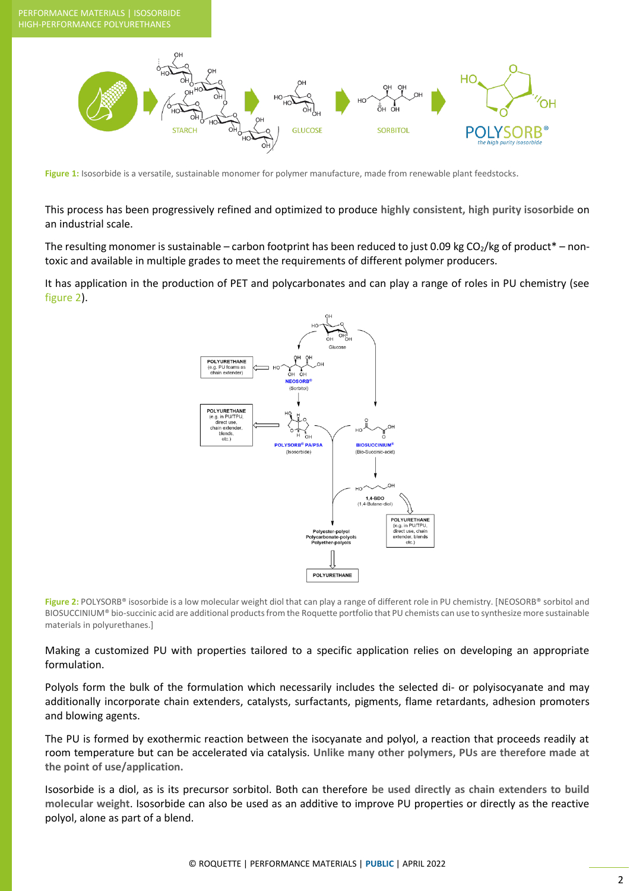**Figure 1:** Isosorbide is a versatile, sustainable monomer for polymer manufacture, made from renewable plant feedstocks.

This process has been progressively refined and optimized to produce **highly consistent, high purity isosorbide** on an industrial scale.

The resulting monomer is sustainable – carbon footprint has been reduced to just 0.09 kg $CO_2$/kg of product* – non-toxic and available in multiple grades to meet the requirements of different polymer producers.

It has application in the production of PET and polycarbonates and can play a range of roles in PU chemistry (see figure 2).

**Figure 2:** POLYSORB® isosorbide is a low molecular weight diol that can play a range of different role in PU chemistry. [NEOSORB® sorbitol and BIOSUCCINIUM® bio-succinic acid are additional products from the Roquette portfolio that PU chemists can use to synthesize more sustainable materials in polyurethanes.]

Making a customized PU with properties tailored to a specific application relies on developing an appropriate formulation.

Polyols form the bulk of the formulation which necessarily includes the selected di- or polyisocyanate and may additionally incorporate chain extenders, catalysts, surfactants, pigments, flame retardants, adhesion promoters and blowing agents.

The PU is formed by exothermic reaction between the isocyanate and polyol, a reaction that proceeds readily at room temperature but can be accelerated via catalysis. **Unlike many other polymers, PUs are therefore made at the point of use/application.**

Isosorbide is a diol, as is its precursor sorbitol. Both can therefore **be used directly as chain extenders to build molecular weight**. Isosorbide can also be used as an additive to improve PU properties or directly as the reactive polyol, alone as part of a blend.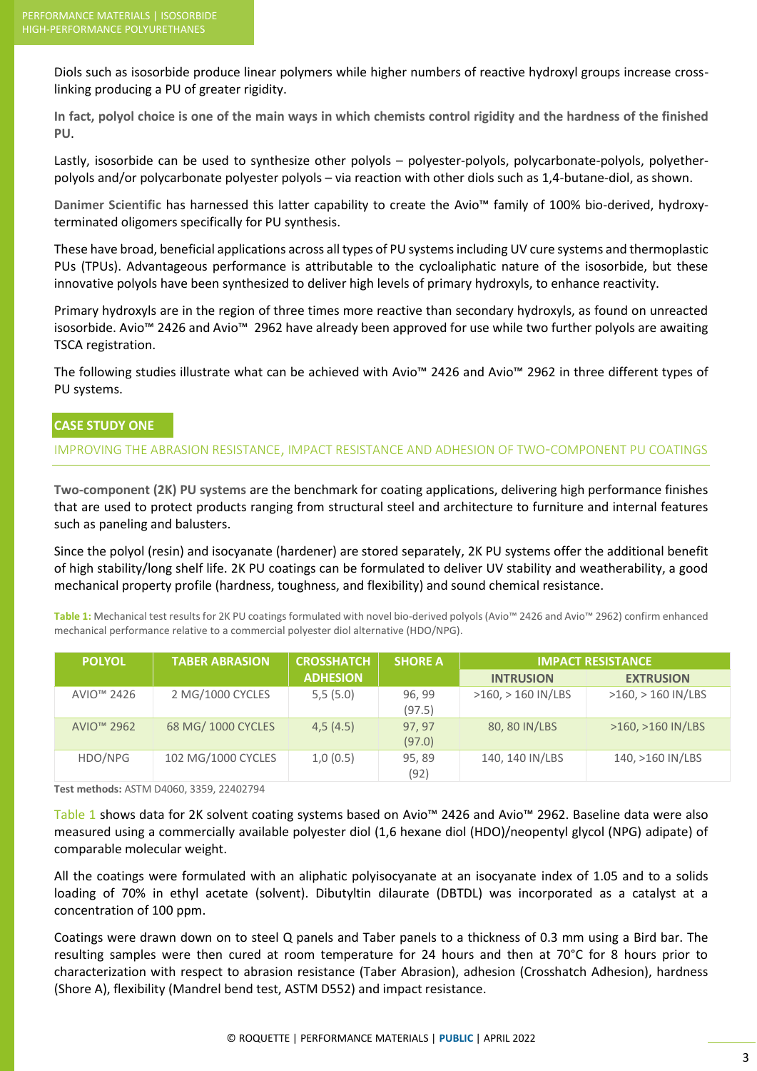Diols such as isosorbide produce linear polymers while higher numbers of reactive hydroxyl groups increase cross-linking producing a PU of greater rigidity.

**In fact, polyol choice is one of the main ways in which chemists control rigidity and the hardness of the finished PU.**

Lastly, isosorbide can be used to synthesize other polyols – polyester-polyols, polycarbonate-polyols, polyether-polyols and/or polycarbonate polyester polyols – via reaction with other diols such as 1,4-butane-diol, as shown.

**Danimer Scientific** has harnessed this latter capability to create the Avio™ family of 100% bio-derived, hydroxy-terminated oligomers specifically for PU synthesis.

These have broad, beneficial applications across all types of PU systems including UV cure systems and thermoplastic PUs (TPUs). Advantageous performance is attributable to the cycloaliphatic nature of the isosorbide, but these innovative polyols have been synthesized to deliver high levels of primary hydroxyls, to enhance reactivity.

Primary hydroxyls are in the region of three times more reactive than secondary hydroxyls, as found on unreacted isosorbide. Avio™ 2426 and Avio™ 2962 have already been approved for use while two further polyols are awaiting TSCA registration.

The following studies illustrate what can be achieved with Avio™ 2426 and Avio™ 2962 in three different types of PU systems.

## CASE STUDY ONE

### IMPROVING THE ABRASION RESISTANCE, IMPACT RESISTANCE AND ADHESION OF TWO-COMPONENT PU COATINGS

**Two-component (2K) PU systems** are the benchmark for coating applications, delivering high performance finishes that are used to protect products ranging from structural steel and architecture to furniture and internal features such as paneling and balusters.

Since the polyol (resin) and isocyanate (hardener) are stored separately, 2K PU systems offer the additional benefit of high stability/long shelf life. 2K PU coatings can be formulated to deliver UV stability and weatherability, a good mechanical property profile (hardness, toughness, and flexibility) and sound chemical resistance.

**Table 1:** Mechanical test results for 2K PU coatings formulated with novel bio-derived polyols (Avio™ 2426 and Avio™ 2962) confirm enhanced mechanical performance relative to a commercial polyester diol alternative (HDO/NPG).

| POLYOL | TABER ABRASION | CROSSHATCH ADHESION | SHORE A | IMPACT RESISTANCE | |
|---|---|---|---|---|---|
| | | | | INTRUSION | EXTRUSION |
| AVIO™ 2426 | 2 MG/1000 CYCLES | 5,5 (5.0) | 96, 99 (97.5) | >160, > 160 IN/LBS | >160, > 160 IN/LBS |
| AVIO™ 2962 | 68 MG/ 1000 CYCLES | 4,5 (4.5) | 97, 97 (97.0) | 80, 80 IN/LBS | >160, >160 IN/LBS |
| HDO/NPG | 102 MG/1000 CYCLES | 1,0 (0.5) | 95, 89 (92) | 140, 140 IN/LBS | 140, >160 IN/LBS |

**Test methods:** ASTM D4060, 3359, 22402794

Table 1 shows data for 2K solvent coating systems based on Avio™ 2426 and Avio™ 2962. Baseline data were also measured using a commercially available polyester diol (1,6 hexane diol (HDO)/neopentyl glycol (NPG) adipate) of comparable molecular weight.

All the coatings were formulated with an aliphatic polyisocyanate at an isocyanate index of 1.05 and to a solids loading of 70% in ethyl acetate (solvent). Dibutyltin dilaurate (DBTDL) was incorporated as a catalyst at a concentration of 100 ppm.

Coatings were drawn down on to steel Q panels and Taber panels to a thickness of 0.3 mm using a Bird bar. The resulting samples were then cured at room temperature for 24 hours and then at 70°C for 8 hours prior to characterization with respect to abrasion resistance (Taber Abrasion), adhesion (Crosshatch Adhesion), hardness (Shore A), flexibility (Mandrel bend test, ASTM D552) and impact resistance.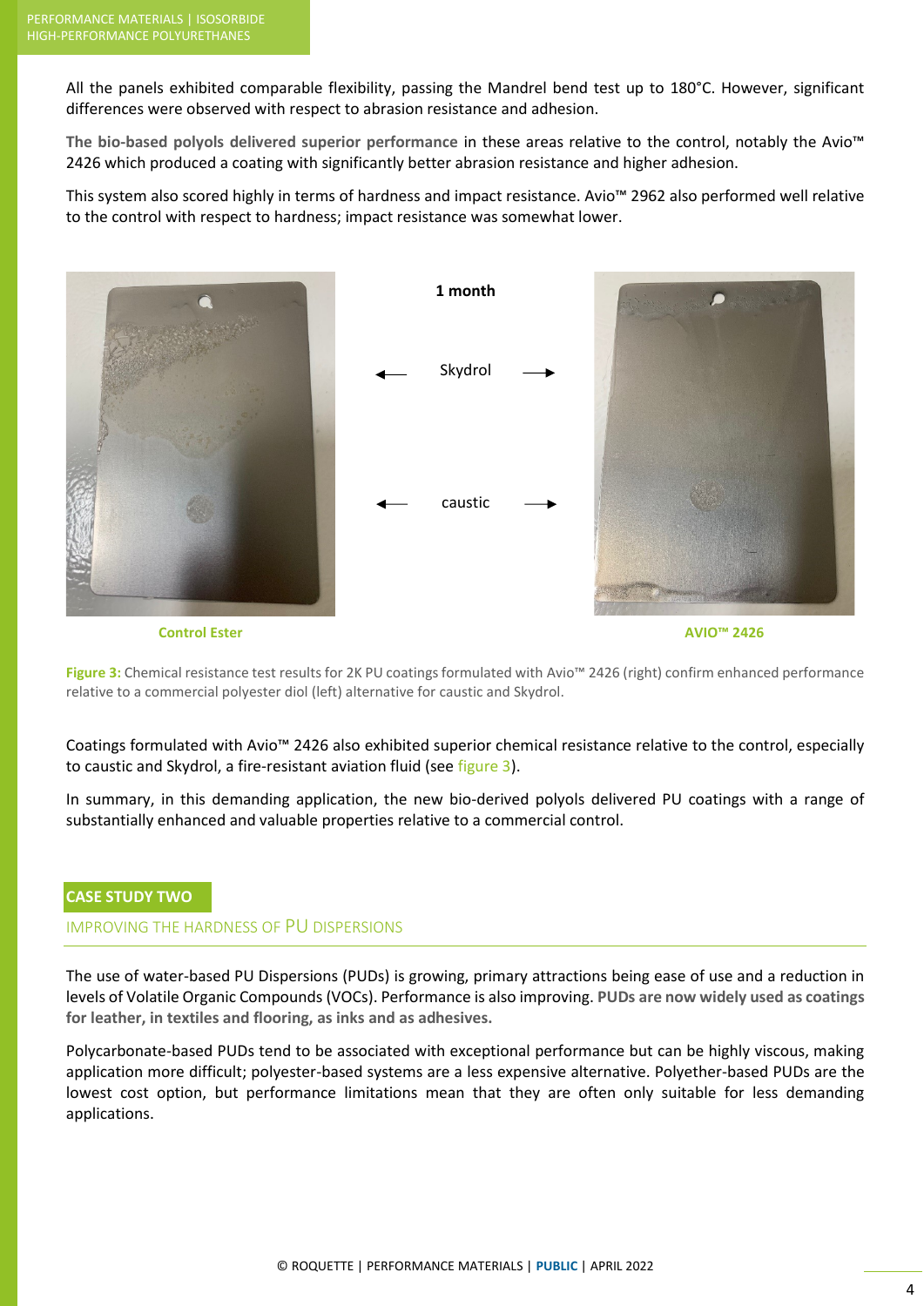All the panels exhibited comparable flexibility, passing the Mandrel bend test up to 180°C. However, significant differences were observed with respect to abrasion resistance and adhesion.

**The bio-based polyols delivered superior performance** in these areas relative to the control, notably the Avio™ 2426 which produced a coating with significantly better abrasion resistance and higher adhesion.

This system also scored highly in terms of hardness and impact resistance. Avio™ 2962 also performed well relative to the control with respect to hardness; impact resistance was somewhat lower.

**1 month**

← Skydrol →

← caustic →

**Control Ester** | **AVIO™ 2426**

**Figure 3:** Chemical resistance test results for 2K PU coatings formulated with Avio™ 2426 (right) confirm enhanced performance relative to a commercial polyester diol (left) alternative for caustic and Skydrol.

Coatings formulated with Avio™ 2426 also exhibited superior chemical resistance relative to the control, especially to caustic and Skydrol, a fire-resistant aviation fluid (see figure 3).

In summary, in this demanding application, the new bio-derived polyols delivered PU coatings with a range of substantially enhanced and valuable properties relative to a commercial control.

## CASE STUDY TWO

### IMPROVING THE HARDNESS OF PU DISPERSIONS

The use of water-based PU Dispersions (PUDs) is growing, primary attractions being ease of use and a reduction in levels of Volatile Organic Compounds (VOCs). Performance is also improving. **PUDs are now widely used as coatings for leather, in textiles and flooring, as inks and as adhesives.**

Polycarbonate-based PUDs tend to be associated with exceptional performance but can be highly viscous, making application more difficult; polyester-based systems are a less expensive alternative. Polyether-based PUDs are the lowest cost option, but performance limitations mean that they are often only suitable for less demanding applications.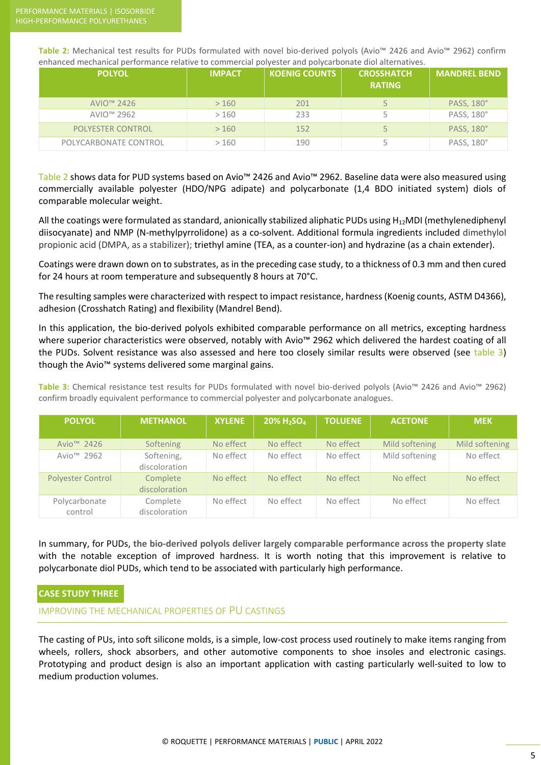**Table 2:** Mechanical test results for PUDs formulated with novel bio-derived polyols (Avio™ 2426 and Avio™ 2962) confirm enhanced mechanical performance relative to commercial polyester and polycarbonate diol alternatives.

| POLYOL | IMPACT | KOENIG COUNTS | CROSSHATCH RATING | MANDREL BEND |
|---|---|---|---|---|
| AVIO™ 2426 | > 160 | 201 | 5 | PASS, 180° |
| AVIO™ 2962 | > 160 | 233 | 5 | PASS, 180° |
| POLYESTER CONTROL | > 160 | 152 | 5 | PASS, 180° |
| POLYCARBONATE CONTROL | > 160 | 190 | 5 | PASS, 180° |

Table 2 shows data for PUD systems based on Avio™ 2426 and Avio™ 2962. Baseline data were also measured using commercially available polyester (HDO/NPG adipate) and polycarbonate (1,4 BDO initiated system) diols of comparable molecular weight.

All the coatings were formulated as standard, anionically stabilized aliphatic PUDs using $H_{12}$MDI (methylenediphenyl diisocyanate) and NMP (N-methylpyrrolidone) as a co-solvent. Additional formula ingredients included dimethylol propionic acid (DMPA, as a stabilizer); triethyl amine (TEA, as a counter-ion) and hydrazine (as a chain extender).

Coatings were drawn down on to substrates, as in the preceding case study, to a thickness of 0.3 mm and then cured for 24 hours at room temperature and subsequently 8 hours at 70°C.

The resulting samples were characterized with respect to impact resistance, hardness (Koenig counts, ASTM D4366), adhesion (Crosshatch Rating) and flexibility (Mandrel Bend).

In this application, the bio-derived polyols exhibited comparable performance on all metrics, excepting hardness where superior characteristics were observed, notably with Avio™ 2962 which delivered the hardest coating of all the PUDs. Solvent resistance was also assessed and here too closely similar results were observed (see table 3) though the Avio™ systems delivered some marginal gains.

**Table 3:** Chemical resistance test results for PUDs formulated with novel bio-derived polyols (Avio™ 2426 and Avio™ 2962) confirm broadly equivalent performance to commercial polyester and polycarbonate analogues.

| POLYOL | METHANOL | XYLENE | 20% $H_2SO_4$ | TOLUENE | ACETONE | MEK |
|---|---|---|---|---|---|---|
| Avio™ 2426 | Softening | No effect | No effect | No effect | Mild softening | Mild softening |
| Avio™ 2962 | Softening, discoloration | No effect | No effect | No effect | Mild softening | No effect |
| Polyester Control | Complete discoloration | No effect | No effect | No effect | No effect | No effect |
| Polycarbonate control | Complete discoloration | No effect | No effect | No effect | No effect | No effect |

In summary, for PUDs, **the bio-derived polyols deliver largely comparable performance across the property slate** with the notable exception of improved hardness. It is worth noting that this improvement is relative to polycarbonate diol PUDs, which tend to be associated with particularly high performance.

## CASE STUDY THREE

### IMPROVING THE MECHANICAL PROPERTIES OF PU CASTINGS

The casting of PUs, into soft silicone molds, is a simple, low-cost process used routinely to make items ranging from wheels, rollers, shock absorbers, and other automotive components to shoe insoles and electronic casings. Prototyping and product design is also an important application with casting particularly well-suited to low to medium production volumes.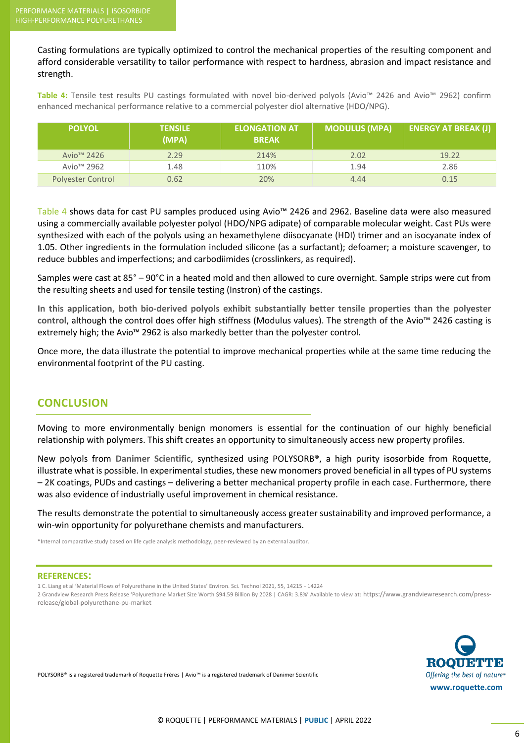Casting formulations are typically optimized to control the mechanical properties of the resulting component and afford considerable versatility to tailor performance with respect to hardness, abrasion and impact resistance and strength.

**Table 4:** Tensile test results PU castings formulated with novel bio-derived polyols (Avio™ 2426 and Avio™ 2962) confirm enhanced mechanical performance relative to a commercial polyester diol alternative (HDO/NPG).

| POLYOL | TENSILE (MPA) | ELONGATION AT BREAK | MODULUS (MPA) | ENERGY AT BREAK (J) |
|---|---|---|---|---|
| Avio™ 2426 | 2.29 | 214% | 2.02 | 19.22 |
| Avio™ 2962 | 1.48 | 110% | 1.94 | 2.86 |
| Polyester Control | 0.62 | 20% | 4.44 | 0.15 |

Table 4 shows data for cast PU samples produced using Avio™ 2426 and 2962. Baseline data were also measured using a commercially available polyester polyol (HDO/NPG adipate) of comparable molecular weight. Cast PUs were synthesized with each of the polyols using an hexamethylene diisocyanate (HDI) trimer and an isocyanate index of 1.05. Other ingredients in the formulation included silicone (as a surfactant); defoamer; a moisture scavenger, to reduce bubbles and imperfections; and carbodiimides (crosslinkers, as required).

Samples were cast at 85° – 90°C in a heated mold and then allowed to cure overnight. Sample strips were cut from the resulting sheets and used for tensile testing (Instron) of the castings.

**In this application, both bio-derived polyols exhibit substantially better tensile properties than the polyester control**, although the control does offer high stiffness (Modulus values). The strength of the Avio™ 2426 casting is extremely high; the Avio™ 2962 is also markedly better than the polyester control.

Once more, the data illustrate the potential to improve mechanical properties while at the same time reducing the environmental footprint of the PU casting.

## CONCLUSION

Moving to more environmentally benign monomers is essential for the continuation of our highly beneficial relationship with polymers. This shift creates an opportunity to simultaneously access new property profiles.

New polyols from **Danimer Scientific**, synthesized using POLYSORB®, a high purity isosorbide from Roquette, illustrate what is possible. In experimental studies, these new monomers proved beneficial in all types of PU systems – 2K coatings, PUDs and castings – delivering a better mechanical property profile in each case. Furthermore, there was also evidence of industrially useful improvement in chemical resistance.

The results demonstrate the potential to simultaneously access greater sustainability and improved performance, a win-win opportunity for polyurethane chemists and manufacturers.

*Internal comparative study based on life cycle analysis methodology, peer-reviewed by an external auditor.

### REFERENCES:

1 C. Liang et al 'Material Flows of Polyurethane in the United States' Environ. Sci. Technol 2021, 55, 14215 - 14224

2 Grandview Research Press Release 'Polyurethane Market Size Worth $94.59 Billion By 2028 | CAGR: 3.8%' Available to view at: https://www.grandviewresearch.com/press-release/global-polyurethane-pu-market

POLYSORB® is a registered trademark of Roquette Frères | Avio™ is a registered trademark of Danimer Scientific

ROQUETTE
Offering the best of nature™
www.roquette.com